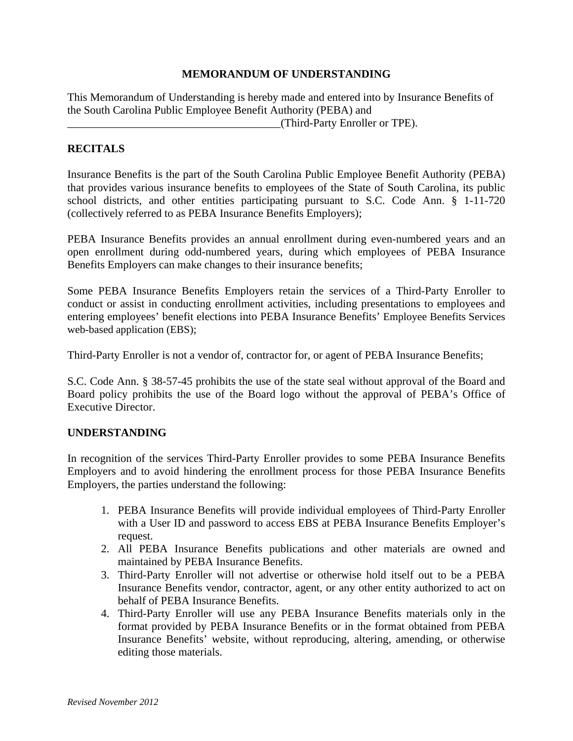# MEMORANDUM OF UNDERSTANDING

This Memorandum of Understanding is hereby made and entered into by Insurance Benefits of the South Carolina Public Employee Benefit Authority (PEBA) and _______________________________________(Third-Party Enroller or TPE).

## RECITALS

Insurance Benefits is the part of the South Carolina Public Employee Benefit Authority (PEBA) that provides various insurance benefits to employees of the State of South Carolina, its public school districts, and other entities participating pursuant to S.C. Code Ann. § 1-11-720 (collectively referred to as PEBA Insurance Benefits Employers);

PEBA Insurance Benefits provides an annual enrollment during even-numbered years and an open enrollment during odd-numbered years, during which employees of PEBA Insurance Benefits Employers can make changes to their insurance benefits;

Some PEBA Insurance Benefits Employers retain the services of a Third-Party Enroller to conduct or assist in conducting enrollment activities, including presentations to employees and entering employees' benefit elections into PEBA Insurance Benefits' Employee Benefits Services web-based application (EBS);

Third-Party Enroller is not a vendor of, contractor for, or agent of PEBA Insurance Benefits;

S.C. Code Ann. § 38-57-45 prohibits the use of the state seal without approval of the Board and Board policy prohibits the use of the Board logo without the approval of PEBA's Office of Executive Director.

## UNDERSTANDING

In recognition of the services Third-Party Enroller provides to some PEBA Insurance Benefits Employers and to avoid hindering the enrollment process for those PEBA Insurance Benefits Employers, the parties understand the following:

1. PEBA Insurance Benefits will provide individual employees of Third-Party Enroller with a User ID and password to access EBS at PEBA Insurance Benefits Employer's request.
2. All PEBA Insurance Benefits publications and other materials are owned and maintained by PEBA Insurance Benefits.
3. Third-Party Enroller will not advertise or otherwise hold itself out to be a PEBA Insurance Benefits vendor, contractor, agent, or any other entity authorized to act on behalf of PEBA Insurance Benefits.
4. Third-Party Enroller will use any PEBA Insurance Benefits materials only in the format provided by PEBA Insurance Benefits or in the format obtained from PEBA Insurance Benefits' website, without reproducing, altering, amending, or otherwise editing those materials.

*Revised November 2012*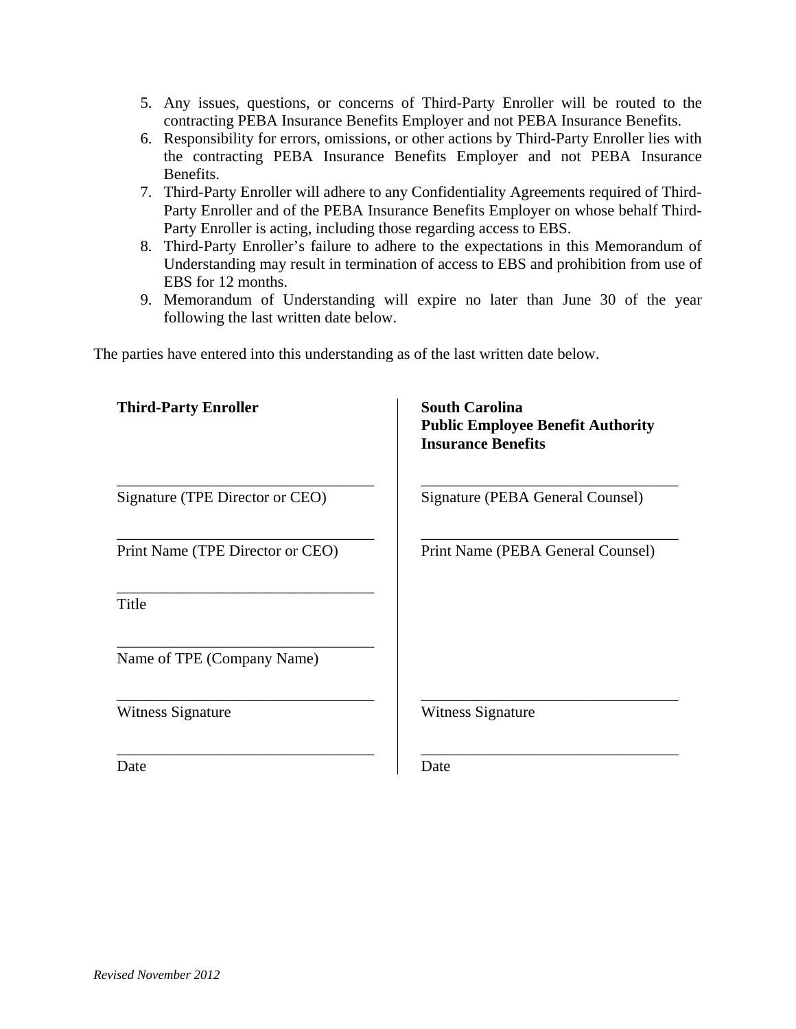5. Any issues, questions, or concerns of Third-Party Enroller will be routed to the contracting PEBA Insurance Benefits Employer and not PEBA Insurance Benefits.
6. Responsibility for errors, omissions, or other actions by Third-Party Enroller lies with the contracting PEBA Insurance Benefits Employer and not PEBA Insurance Benefits.
7. Third-Party Enroller will adhere to any Confidentiality Agreements required of Third-Party Enroller and of the PEBA Insurance Benefits Employer on whose behalf Third-Party Enroller is acting, including those regarding access to EBS.
8. Third-Party Enroller's failure to adhere to the expectations in this Memorandum of Understanding may result in termination of access to EBS and prohibition from use of EBS for 12 months.
9. Memorandum of Understanding will expire no later than June 30 of the year following the last written date below.

The parties have entered into this understanding as of the last written date below.

| **Third-Party Enroller** | **South Carolina Public Employee Benefit Authority Insurance Benefits** |
|---|---|
| ______________________________ Signature (TPE Director or CEO) | ______________________________ Signature (PEBA General Counsel) |
| ______________________________ Print Name (TPE Director or CEO) | ______________________________ Print Name (PEBA General Counsel) |
| ______________________________ Title | |
| ______________________________ Name of TPE (Company Name) | |
| ______________________________ Witness Signature | ______________________________ Witness Signature |
| ______________________________ Date | ______________________________ Date |

*Revised November 2012*